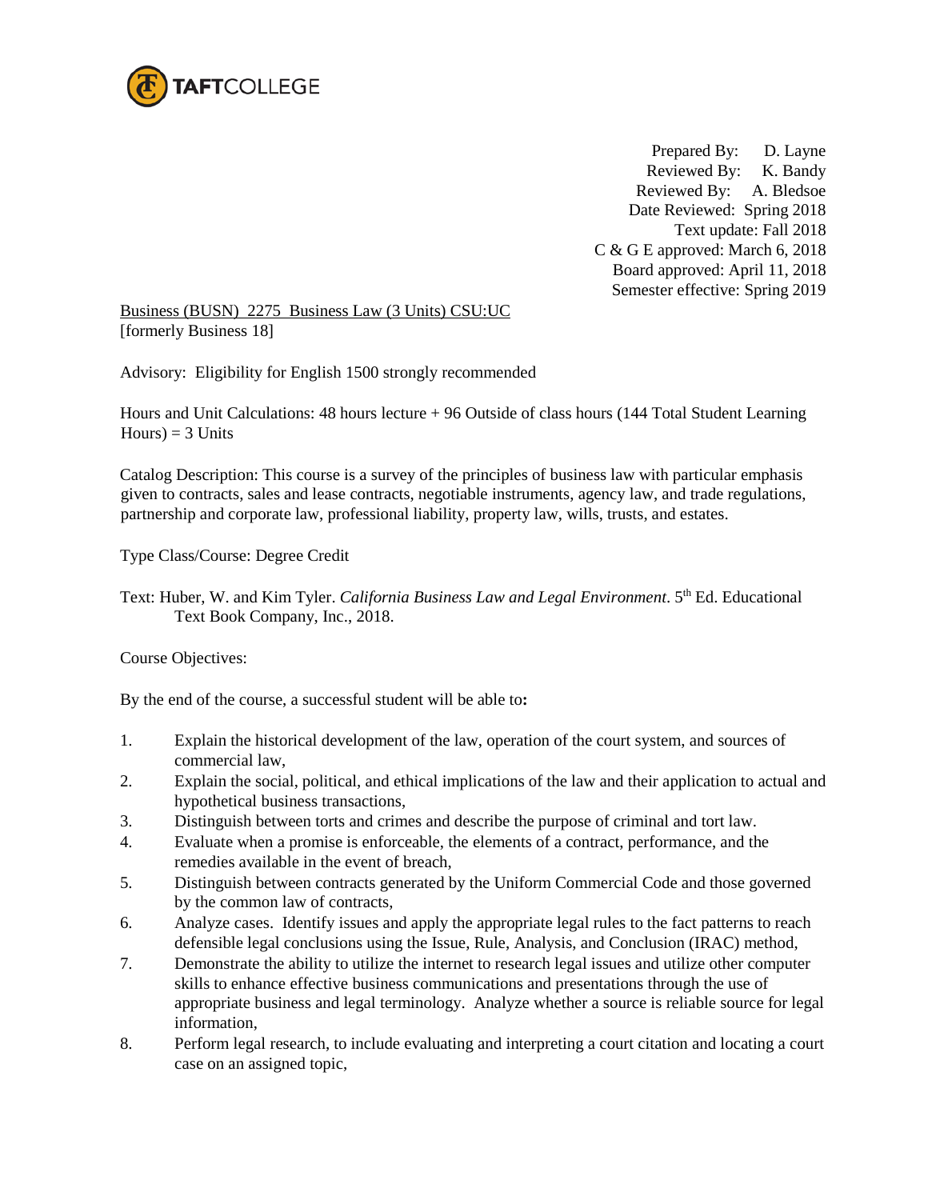TAFTCOLLEGE

Prepared By: D. Layne
Reviewed By: K. Bandy
Reviewed By: A. Bledsoe
Date Reviewed: Spring 2018
Text update: Fall 2018
C & G E approved: March 6, 2018
Board approved: April 11, 2018
Semester effective: Spring 2019

Business (BUSN) 2275 Business Law (3 Units) CSU:UC
[formerly Business 18]

Advisory: Eligibility for English 1500 strongly recommended

Hours and Unit Calculations: 48 hours lecture + 96 Outside of class hours (144 Total Student Learning Hours) = 3 Units

Catalog Description: This course is a survey of the principles of business law with particular emphasis given to contracts, sales and lease contracts, negotiable instruments, agency law, and trade regulations, partnership and corporate law, professional liability, property law, wills, trusts, and estates.

Type Class/Course: Degree Credit

Text: Huber, W. and Kim Tyler. *California Business Law and Legal Environment*. 5th Ed. Educational Text Book Company, Inc., 2018.

Course Objectives:

By the end of the course, a successful student will be able to**:**

1. Explain the historical development of the law, operation of the court system, and sources of commercial law,
2. Explain the social, political, and ethical implications of the law and their application to actual and hypothetical business transactions,
3. Distinguish between torts and crimes and describe the purpose of criminal and tort law.
4. Evaluate when a promise is enforceable, the elements of a contract, performance, and the remedies available in the event of breach,
5. Distinguish between contracts generated by the Uniform Commercial Code and those governed by the common law of contracts,
6. Analyze cases. Identify issues and apply the appropriate legal rules to the fact patterns to reach defensible legal conclusions using the Issue, Rule, Analysis, and Conclusion (IRAC) method,
7. Demonstrate the ability to utilize the internet to research legal issues and utilize other computer skills to enhance effective business communications and presentations through the use of appropriate business and legal terminology. Analyze whether a source is reliable source for legal information,
8. Perform legal research, to include evaluating and interpreting a court citation and locating a court case on an assigned topic,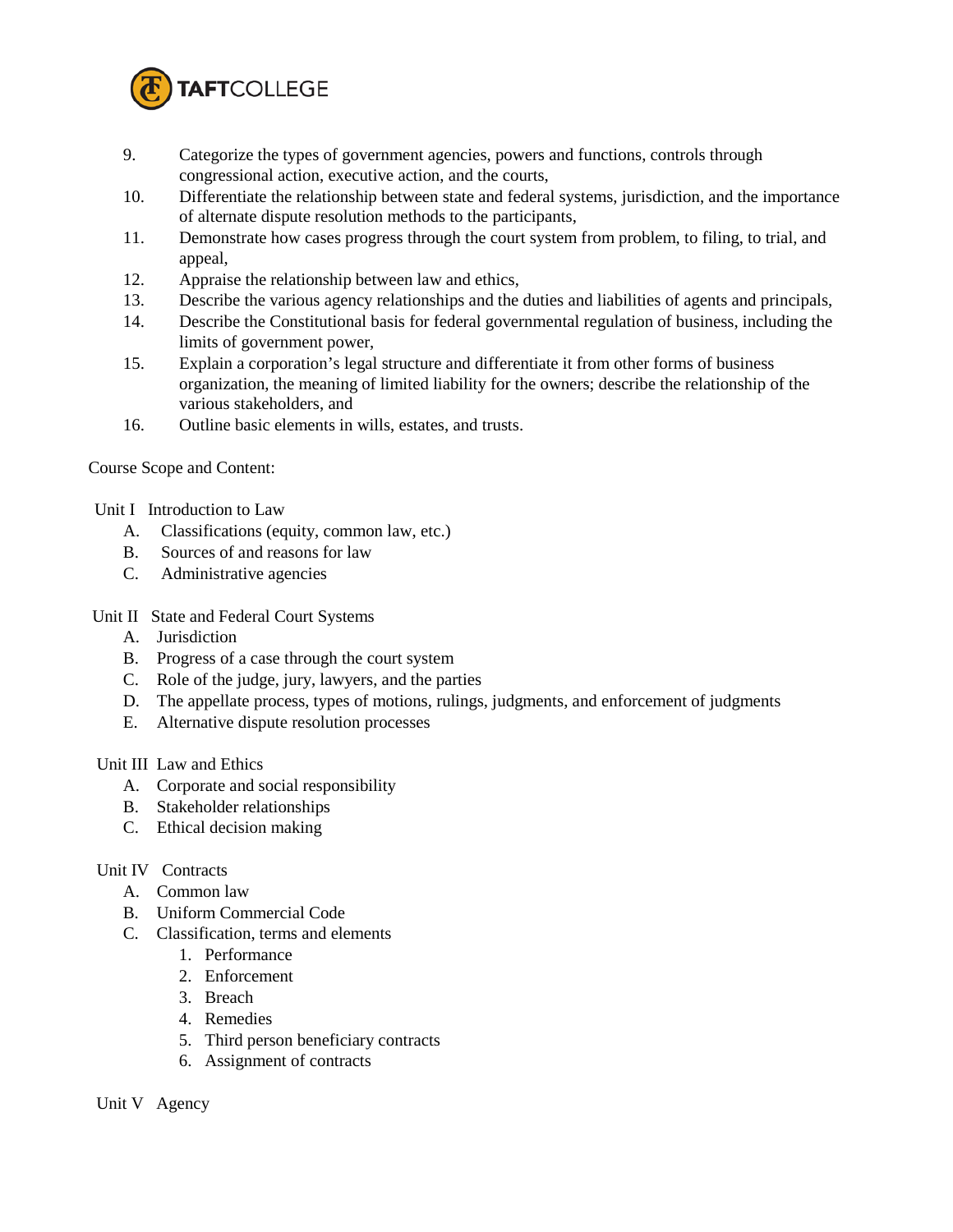9. Categorize the types of government agencies, powers and functions, controls through congressional action, executive action, and the courts,
10. Differentiate the relationship between state and federal systems, jurisdiction, and the importance of alternate dispute resolution methods to the participants,
11. Demonstrate how cases progress through the court system from problem, to filing, to trial, and appeal,
12. Appraise the relationship between law and ethics,
13. Describe the various agency relationships and the duties and liabilities of agents and principals,
14. Describe the Constitutional basis for federal governmental regulation of business, including the limits of government power,
15. Explain a corporation's legal structure and differentiate it from other forms of business organization, the meaning of limited liability for the owners; describe the relationship of the various stakeholders, and
16. Outline basic elements in wills, estates, and trusts.

Course Scope and Content:

Unit I Introduction to Law

- A. Classifications (equity, common law, etc.)
- B. Sources of and reasons for law
- C. Administrative agencies

Unit II State and Federal Court Systems

- A. Jurisdiction
- B. Progress of a case through the court system
- C. Role of the judge, jury, lawyers, and the parties
- D. The appellate process, types of motions, rulings, judgments, and enforcement of judgments
- E. Alternative dispute resolution processes

Unit III Law and Ethics

- A. Corporate and social responsibility
- B. Stakeholder relationships
- C. Ethical decision making

Unit IV Contracts

- A. Common law
- B. Uniform Commercial Code
- C. Classification, terms and elements
    1. Performance
    2. Enforcement
    3. Breach
    4. Remedies
    5. Third person beneficiary contracts
    6. Assignment of contracts

Unit V Agency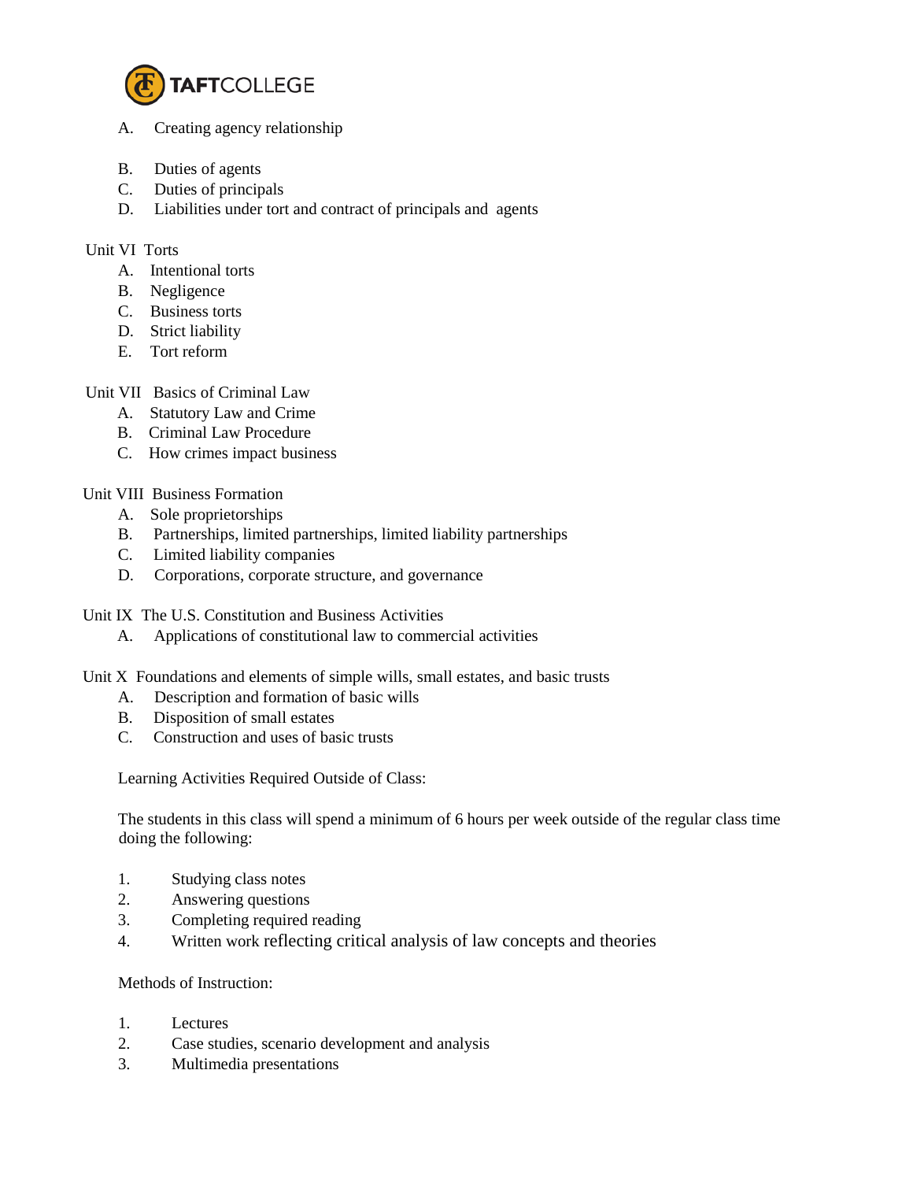A. Creating agency relationship

B. Duties of agents
C. Duties of principals
D. Liabilities under tort and contract of principals and agents

Unit VI Torts

A. Intentional torts
B. Negligence
C. Business torts
D. Strict liability
E. Tort reform

Unit VII Basics of Criminal Law

A. Statutory Law and Crime
B. Criminal Law Procedure
C. How crimes impact business

Unit VIII Business Formation

A. Sole proprietorships
B. Partnerships, limited partnerships, limited liability partnerships
C. Limited liability companies
D. Corporations, corporate structure, and governance

Unit IX The U.S. Constitution and Business Activities

A. Applications of constitutional law to commercial activities

Unit X Foundations and elements of simple wills, small estates, and basic trusts

A. Description and formation of basic wills
B. Disposition of small estates
C. Construction and uses of basic trusts

Learning Activities Required Outside of Class:

The students in this class will spend a minimum of 6 hours per week outside of the regular class time doing the following:

1. Studying class notes
2. Answering questions
3. Completing required reading
4. Written work reflecting critical analysis of law concepts and theories

Methods of Instruction:

1. Lectures
2. Case studies, scenario development and analysis
3. Multimedia presentations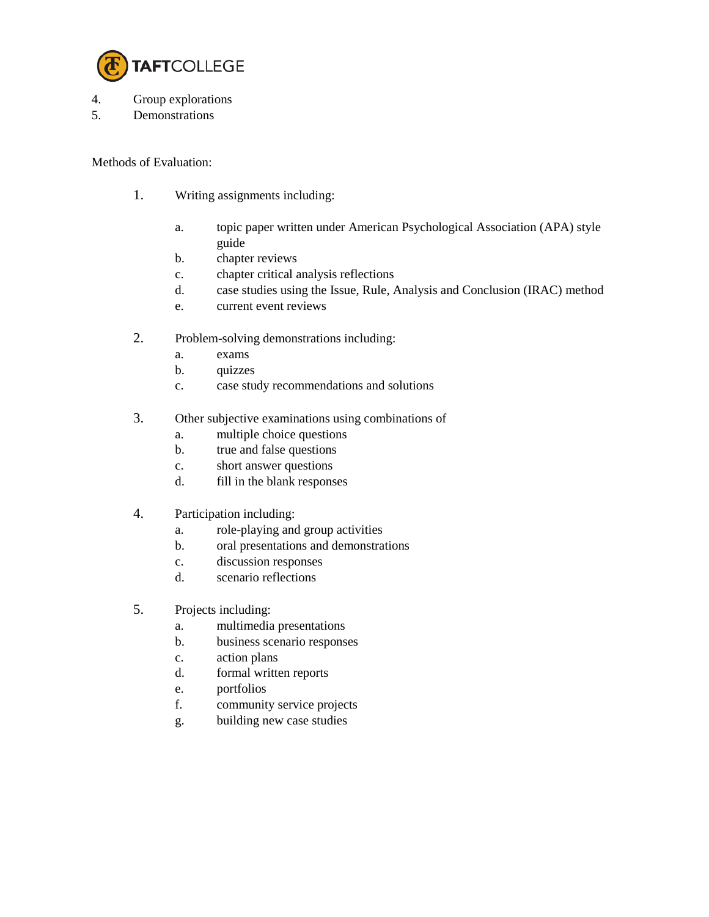4. Group explorations
5. Demonstrations

Methods of Evaluation:

1. Writing assignments including:

    a. topic paper written under American Psychological Association (APA) style guide
    b. chapter reviews
    c. chapter critical analysis reflections
    d. case studies using the Issue, Rule, Analysis and Conclusion (IRAC) method
    e. current event reviews

2. Problem-solving demonstrations including:
    a. exams
    b. quizzes
    c. case study recommendations and solutions

3. Other subjective examinations using combinations of
    a. multiple choice questions
    b. true and false questions
    c. short answer questions
    d. fill in the blank responses

4. Participation including:
    a. role-playing and group activities
    b. oral presentations and demonstrations
    c. discussion responses
    d. scenario reflections

5. Projects including:
    a. multimedia presentations
    b. business scenario responses
    c. action plans
    d. formal written reports
    e. portfolios
    f. community service projects
    g. building new case studies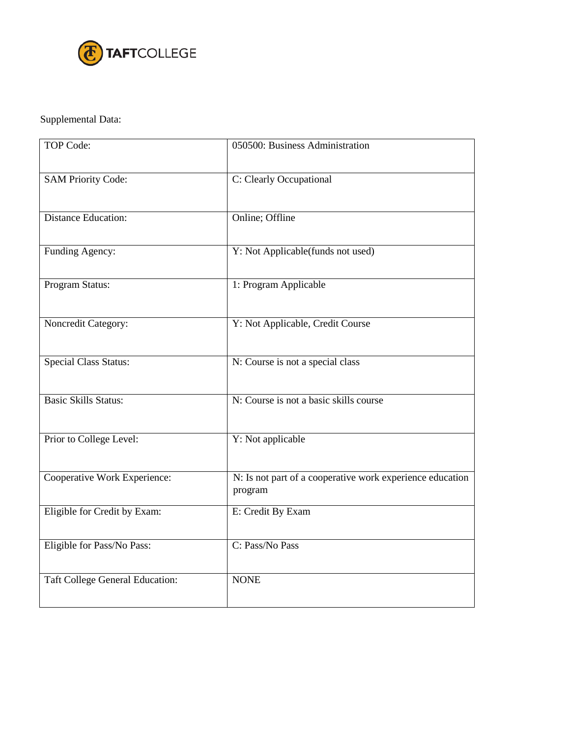TAFTCOLLEGE

Supplemental Data:

| | |
|---|---|
| TOP Code: | 050500: Business Administration |
| SAM Priority Code: | C: Clearly Occupational |
| Distance Education: | Online; Offline |
| Funding Agency: | Y: Not Applicable(funds not used) |
| Program Status: | 1: Program Applicable |
| Noncredit Category: | Y: Not Applicable, Credit Course |
| Special Class Status: | N: Course is not a special class |
| Basic Skills Status: | N: Course is not a basic skills course |
| Prior to College Level: | Y: Not applicable |
| Cooperative Work Experience: | N: Is not part of a cooperative work experience education program |
| Eligible for Credit by Exam: | E: Credit By Exam |
| Eligible for Pass/No Pass: | C: Pass/No Pass |
| Taft College General Education: | NONE |